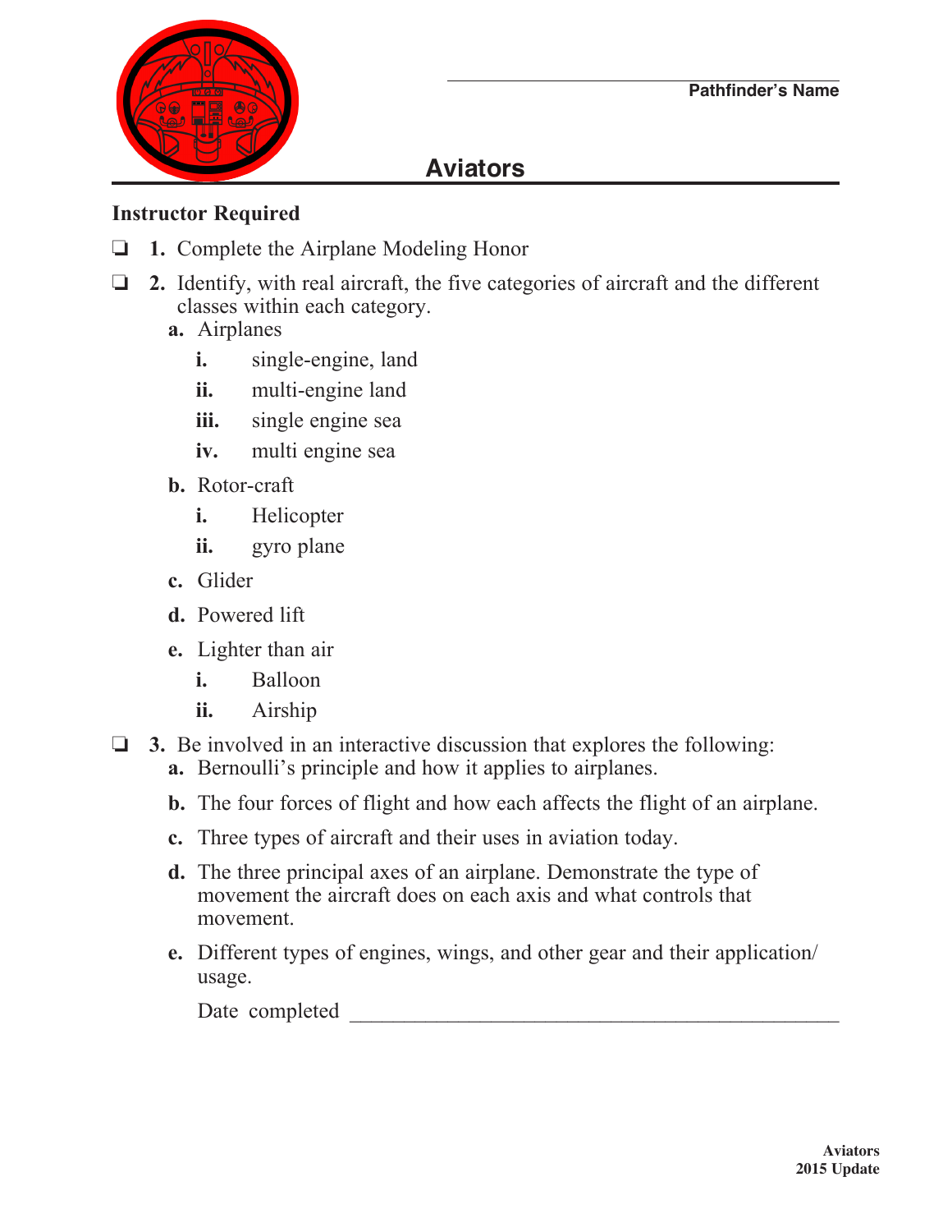Pathfinder's Name

# Aviators

**Instructor Required**

- ❏ **1.** Complete the Airplane Modeling Honor
- ❏ **2.** Identify, with real aircraft, the five categories of aircraft and the different classes within each category.
  - **a.** Airplanes
    - **i.** single-engine, land
    - **ii.** multi-engine land
    - **iii.** single engine sea
    - **iv.** multi engine sea
  - **b.** Rotor-craft
    - **i.** Helicopter
    - **ii.** gyro plane
  - **c.** Glider
  - **d.** Powered lift
  - **e.** Lighter than air
    - **i.** Balloon
    - **ii.** Airship
- ❏ **3.** Be involved in an interactive discussion that explores the following:
  - **a.** Bernoulli's principle and how it applies to airplanes.
  - **b.** The four forces of flight and how each affects the flight of an airplane.
  - **c.** Three types of aircraft and their uses in aviation today.
  - **d.** The three principal axes of an airplane. Demonstrate the type of movement the aircraft does on each axis and what controls that movement.
  - **e.** Different types of engines, wings, and other gear and their application/usage.

  Date completed ______________________________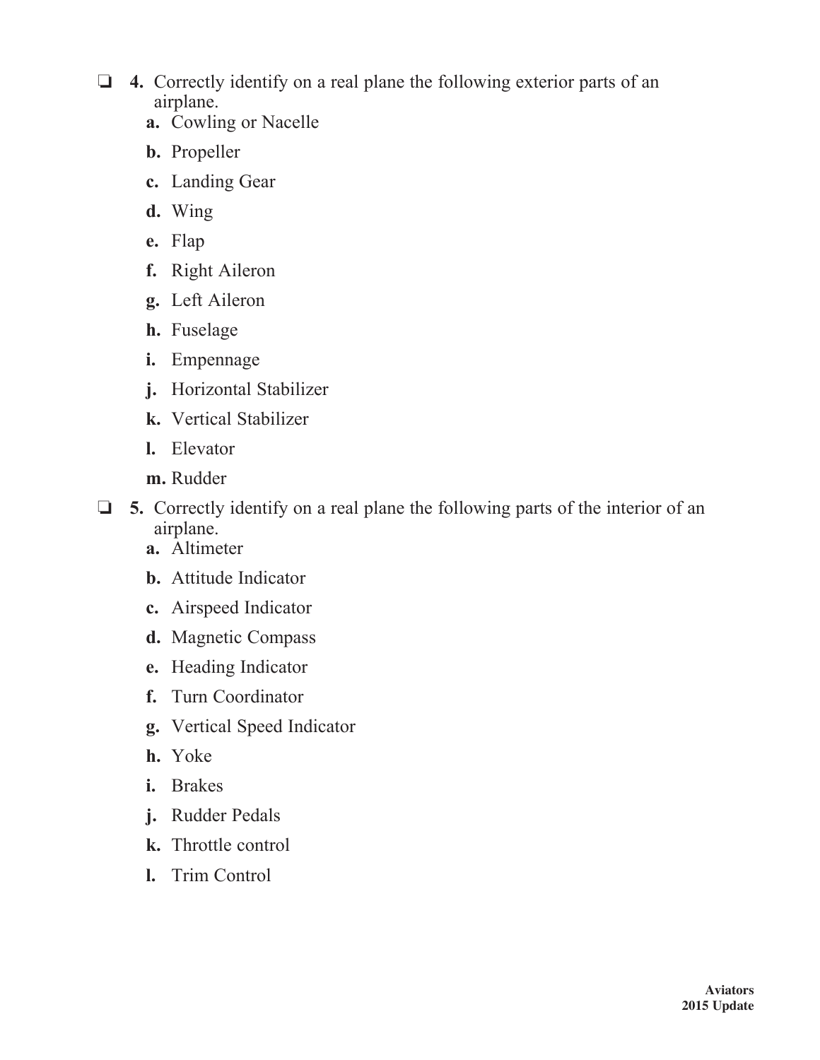- ❏ **4.** Correctly identify on a real plane the following exterior parts of an airplane.
  - **a.** Cowling or Nacelle
  - **b.** Propeller
  - **c.** Landing Gear
  - **d.** Wing
  - **e.** Flap
  - **f.** Right Aileron
  - **g.** Left Aileron
  - **h.** Fuselage
  - **i.** Empennage
  - **j.** Horizontal Stabilizer
  - **k.** Vertical Stabilizer
  - **l.** Elevator
  - **m.** Rudder
- ❏ **5.** Correctly identify on a real plane the following parts of the interior of an airplane.
  - **a.** Altimeter
  - **b.** Attitude Indicator
  - **c.** Airspeed Indicator
  - **d.** Magnetic Compass
  - **e.** Heading Indicator
  - **f.** Turn Coordinator
  - **g.** Vertical Speed Indicator
  - **h.** Yoke
  - **i.** Brakes
  - **j.** Rudder Pedals
  - **k.** Throttle control
  - **l.** Trim Control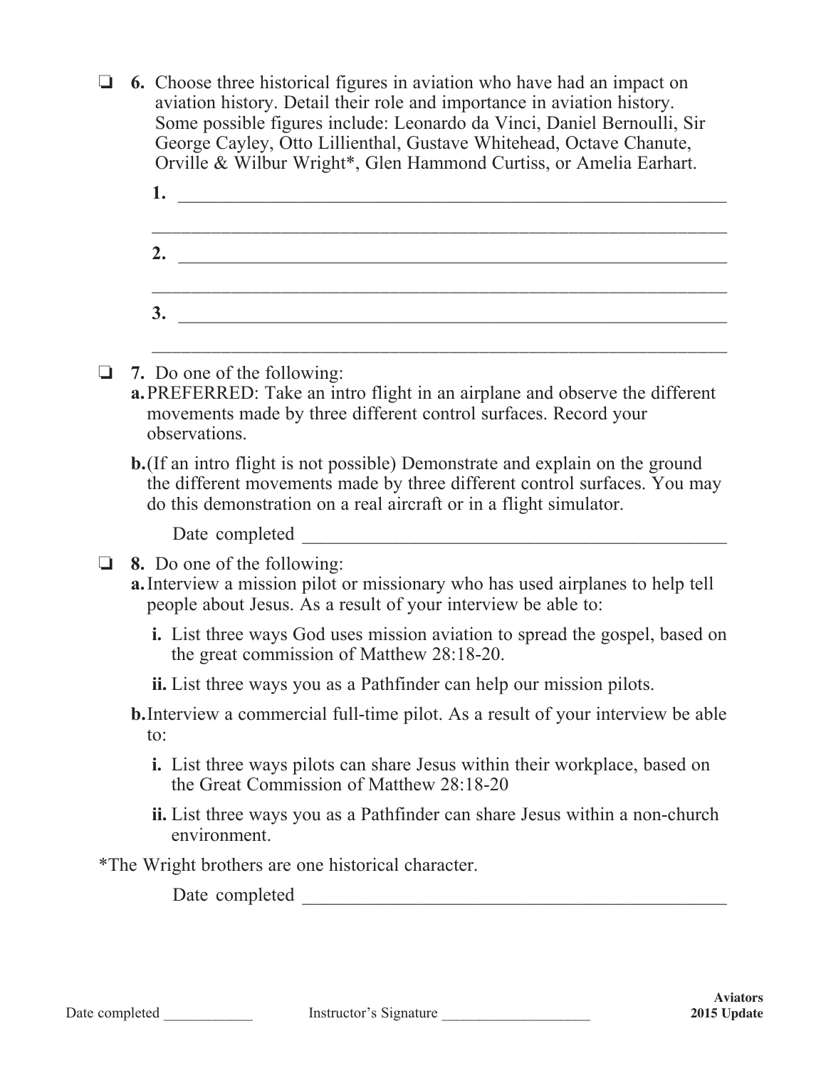❏ **6.** Choose three historical figures in aviation who have had an impact on aviation history. Detail their role and importance in aviation history. Some possible figures include: Leonardo da Vinci, Daniel Bernoulli, Sir George Cayley, Otto Lillienthal, Gustave Whitehead, Octave Chanute, Orville & Wilbur Wright*, Glen Hammond Curtiss, or Amelia Earhart.

**1.** ____________________________________________________________

____________________________________________________________

**2.** ____________________________________________________________

____________________________________________________________

**3.** ____________________________________________________________

____________________________________________________________

❏ **7.** Do one of the following:

**a.** PREFERRED: Take an intro flight in an airplane and observe the different movements made by three different control surfaces. Record your observations.

**b.** (If an intro flight is not possible) Demonstrate and explain on the ground the different movements made by three different control surfaces. You may do this demonstration on a real aircraft or in a flight simulator.

Date completed ____________________________________________

❏ **8.** Do one of the following:

**a.** Interview a mission pilot or missionary who has used airplanes to help tell people about Jesus. As a result of your interview be able to:

**i.** List three ways God uses mission aviation to spread the gospel, based on the great commission of Matthew 28:18-20.

**ii.** List three ways you as a Pathfinder can help our mission pilots.

**b.** Interview a commercial full-time pilot. As a result of your interview be able to:

**i.** List three ways pilots can share Jesus within their workplace, based on the Great Commission of Matthew 28:18-20

**ii.** List three ways you as a Pathfinder can share Jesus within a non-church environment.

*The Wright brothers are one historical character.

Date completed ____________________________________________

Date completed ____________ Instructor's Signature ____________________